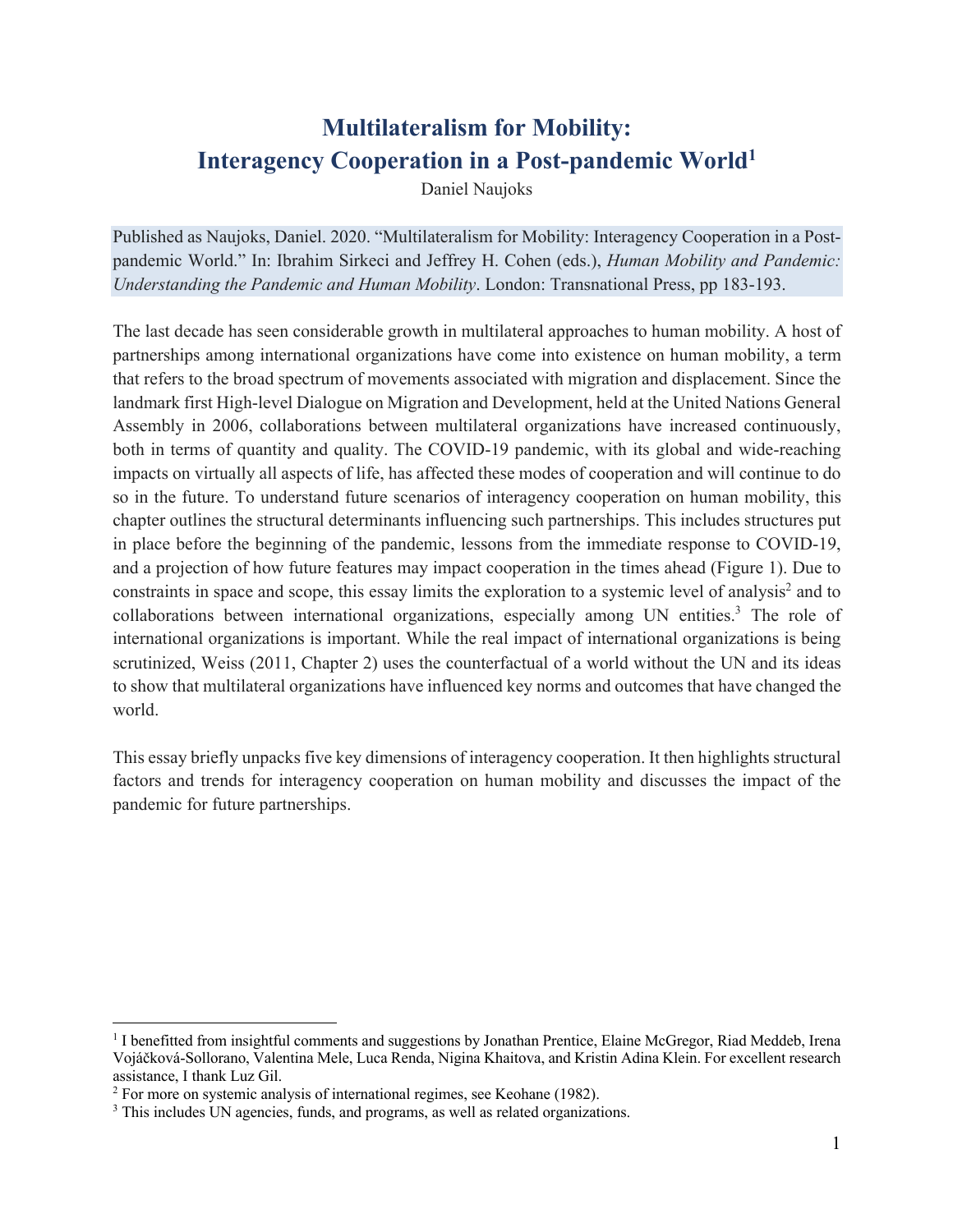# Multilateralism for Mobility: Interagency Cooperation in a Post-pandemic World[1]

Daniel Naujoks

Published as Naujoks, Daniel. 2020. "Multilateralism for Mobility: Interagency Cooperation in a Post-pandemic World." In: Ibrahim Sirkeci and Jeffrey H. Cohen (eds.), *Human Mobility and Pandemic: Understanding the Pandemic and Human Mobility*. London: Transnational Press, pp 183-193.

The last decade has seen considerable growth in multilateral approaches to human mobility. A host of partnerships among international organizations have come into existence on human mobility, a term that refers to the broad spectrum of movements associated with migration and displacement. Since the landmark first High-level Dialogue on Migration and Development, held at the United Nations General Assembly in 2006, collaborations between multilateral organizations have increased continuously, both in terms of quantity and quality. The COVID-19 pandemic, with its global and wide-reaching impacts on virtually all aspects of life, has affected these modes of cooperation and will continue to do so in the future. To understand future scenarios of interagency cooperation on human mobility, this chapter outlines the structural determinants influencing such partnerships. This includes structures put in place before the beginning of the pandemic, lessons from the immediate response to COVID-19, and a projection of how future features may impact cooperation in the times ahead (Figure 1). Due to constraints in space and scope, this essay limits the exploration to a systemic level of analysis[2] and to collaborations between international organizations, especially among UN entities.[3] The role of international organizations is important. While the real impact of international organizations is being scrutinized, Weiss (2011, Chapter 2) uses the counterfactual of a world without the UN and its ideas to show that multilateral organizations have influenced key norms and outcomes that have changed the world.

This essay briefly unpacks five key dimensions of interagency cooperation. It then highlights structural factors and trends for interagency cooperation on human mobility and discusses the impact of the pandemic for future partnerships.

[1] I benefitted from insightful comments and suggestions by Jonathan Prentice, Elaine McGregor, Riad Meddeb, Irena Vojáčková-Sollorano, Valentina Mele, Luca Renda, Nigina Khaitova, and Kristin Adina Klein. For excellent research assistance, I thank Luz Gil.

[2] For more on systemic analysis of international regimes, see Keohane (1982).

[3] This includes UN agencies, funds, and programs, as well as related organizations.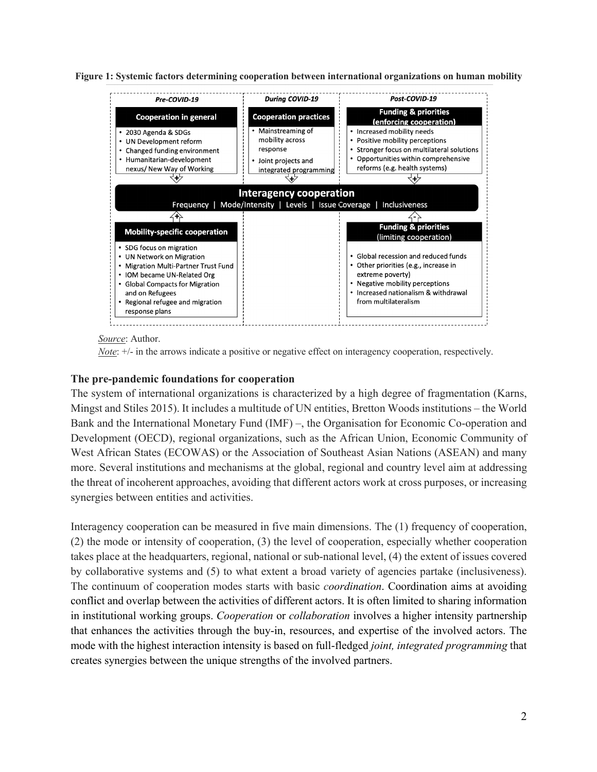**Figure 1: Systemic factors determining cooperation between international organizations on human mobility**

**Pre-COVID-19**

**Cooperation in general** (+)

- 2030 Agenda & SDGs
- UN Development reform
- Changed funding environment
- Humanitarian-development nexus/ New Way of Working

**Mobility-specific cooperation** (+)

- SDG focus on migration
- UN Network on Migration
- Migration Multi-Partner Trust Fund
- IOM became UN-Related Org
- Global Compacts for Migration and on Refugees
- Regional refugee and migration response plans

**During COVID-19**

**Cooperation practices** (+)

- Mainstreaming of mobility across response
- Joint projects and integrated programming

**Post-COVID-19**

**Funding & priorities (enforcing cooperation)** (+)

- Increased mobility needs
- Positive mobility perceptions
- Stronger focus on multilateral solutions
- Opportunities within comprehensive reforms (e.g. health systems)

**Funding & priorities (limiting cooperation)** (-)

- Global recession and reduced funds
- Other priorities (e.g., increase in extreme poverty)
- Negative mobility perceptions
- Increased nationalism & withdrawal from multilateralism

**Interagency cooperation**
Frequency | Mode/Intensity | Levels | Issue Coverage | Inclusiveness

*Source*: Author.
*Note*: +/- in the arrows indicate a positive or negative effect on interagency cooperation, respectively.

## The pre-pandemic foundations for cooperation

The system of international organizations is characterized by a high degree of fragmentation (Karns, Mingst and Stiles 2015). It includes a multitude of UN entities, Bretton Woods institutions – the World Bank and the International Monetary Fund (IMF) –, the Organisation for Economic Co-operation and Development (OECD), regional organizations, such as the African Union, Economic Community of West African States (ECOWAS) or the Association of Southeast Asian Nations (ASEAN) and many more. Several institutions and mechanisms at the global, regional and country level aim at addressing the threat of incoherent approaches, avoiding that different actors work at cross purposes, or increasing synergies between entities and activities.

Interagency cooperation can be measured in five main dimensions. The (1) frequency of cooperation, (2) the mode or intensity of cooperation, (3) the level of cooperation, especially whether cooperation takes place at the headquarters, regional, national or sub-national level, (4) the extent of issues covered by collaborative systems and (5) to what extent a broad variety of agencies partake (inclusiveness). The continuum of cooperation modes starts with basic *coordination*. Coordination aims at avoiding conflict and overlap between the activities of different actors. It is often limited to sharing information in institutional working groups. *Cooperation* or *collaboration* involves a higher intensity partnership that enhances the activities through the buy-in, resources, and expertise of the involved actors. The mode with the highest interaction intensity is based on full-fledged *joint, integrated programming* that creates synergies between the unique strengths of the involved partners.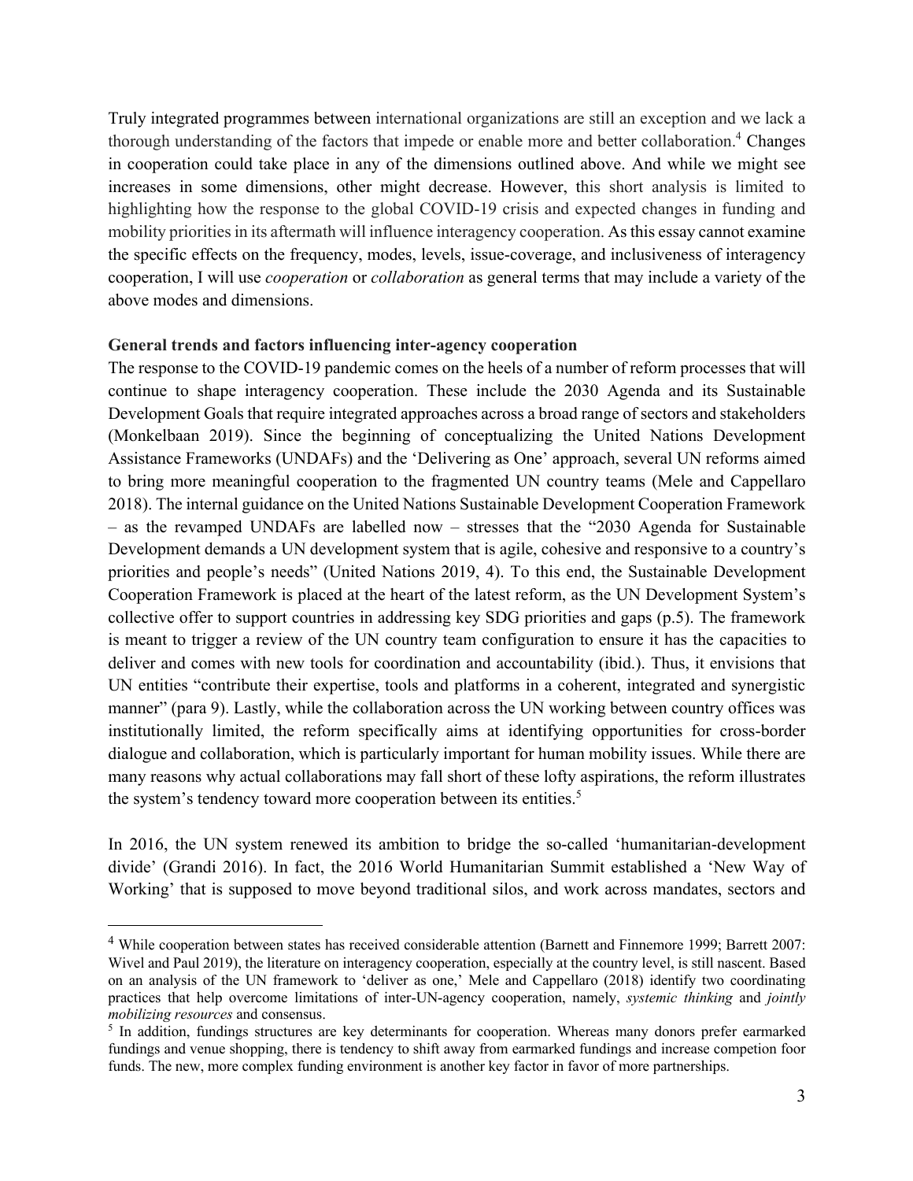Truly integrated programmes between international organizations are still an exception and we lack a thorough understanding of the factors that impede or enable more and better collaboration.[4] Changes in cooperation could take place in any of the dimensions outlined above. And while we might see increases in some dimensions, other might decrease. However, this short analysis is limited to highlighting how the response to the global COVID-19 crisis and expected changes in funding and mobility priorities in its aftermath will influence interagency cooperation. As this essay cannot examine the specific effects on the frequency, modes, levels, issue-coverage, and inclusiveness of interagency cooperation, I will use *cooperation* or *collaboration* as general terms that may include a variety of the above modes and dimensions.

**General trends and factors influencing inter-agency cooperation**

The response to the COVID-19 pandemic comes on the heels of a number of reform processes that will continue to shape interagency cooperation. These include the 2030 Agenda and its Sustainable Development Goals that require integrated approaches across a broad range of sectors and stakeholders (Monkelbaan 2019). Since the beginning of conceptualizing the United Nations Development Assistance Frameworks (UNDAFs) and the 'Delivering as One' approach, several UN reforms aimed to bring more meaningful cooperation to the fragmented UN country teams (Mele and Cappellaro 2018). The internal guidance on the United Nations Sustainable Development Cooperation Framework – as the revamped UNDAFs are labelled now – stresses that the "2030 Agenda for Sustainable Development demands a UN development system that is agile, cohesive and responsive to a country's priorities and people's needs" (United Nations 2019, 4). To this end, the Sustainable Development Cooperation Framework is placed at the heart of the latest reform, as the UN Development System's collective offer to support countries in addressing key SDG priorities and gaps (p.5). The framework is meant to trigger a review of the UN country team configuration to ensure it has the capacities to deliver and comes with new tools for coordination and accountability (ibid.). Thus, it envisions that UN entities "contribute their expertise, tools and platforms in a coherent, integrated and synergistic manner" (para 9). Lastly, while the collaboration across the UN working between country offices was institutionally limited, the reform specifically aims at identifying opportunities for cross-border dialogue and collaboration, which is particularly important for human mobility issues. While there are many reasons why actual collaborations may fall short of these lofty aspirations, the reform illustrates the system's tendency toward more cooperation between its entities.[5]

In 2016, the UN system renewed its ambition to bridge the so-called 'humanitarian-development divide' (Grandi 2016). In fact, the 2016 World Humanitarian Summit established a 'New Way of Working' that is supposed to move beyond traditional silos, and work across mandates, sectors and

---

[4] While cooperation between states has received considerable attention (Barnett and Finnemore 1999; Barrett 2007: Wivel and Paul 2019), the literature on interagency cooperation, especially at the country level, is still nascent. Based on an analysis of the UN framework to 'deliver as one,' Mele and Cappellaro (2018) identify two coordinating practices that help overcome limitations of inter-UN-agency cooperation, namely, *systemic thinking* and *jointly mobilizing resources* and consensus.

[5] In addition, fundings structures are key determinants for cooperation. Whereas many donors prefer earmarked fundings and venue shopping, there is tendency to shift away from earmarked fundings and increase competion foor funds. The new, more complex funding environment is another key factor in favor of more partnerships.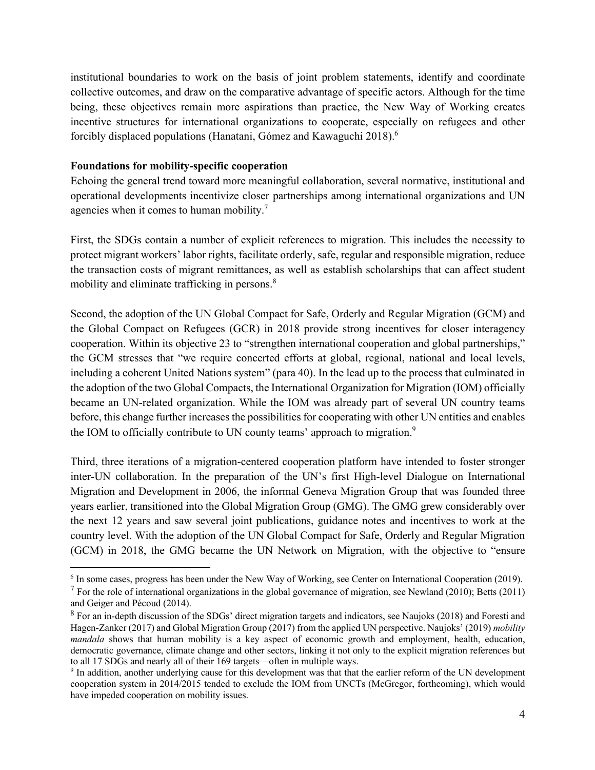institutional boundaries to work on the basis of joint problem statements, identify and coordinate collective outcomes, and draw on the comparative advantage of specific actors. Although for the time being, these objectives remain more aspirations than practice, the New Way of Working creates incentive structures for international organizations to cooperate, especially on refugees and other forcibly displaced populations (Hanatani, Gómez and Kawaguchi 2018).[6]

**Foundations for mobility-specific cooperation**

Echoing the general trend toward more meaningful collaboration, several normative, institutional and operational developments incentivize closer partnerships among international organizations and UN agencies when it comes to human mobility.[7]

First, the SDGs contain a number of explicit references to migration. This includes the necessity to protect migrant workers' labor rights, facilitate orderly, safe, regular and responsible migration, reduce the transaction costs of migrant remittances, as well as establish scholarships that can affect student mobility and eliminate trafficking in persons.[8]

Second, the adoption of the UN Global Compact for Safe, Orderly and Regular Migration (GCM) and the Global Compact on Refugees (GCR) in 2018 provide strong incentives for closer interagency cooperation. Within its objective 23 to "strengthen international cooperation and global partnerships," the GCM stresses that "we require concerted efforts at global, regional, national and local levels, including a coherent United Nations system" (para 40). In the lead up to the process that culminated in the adoption of the two Global Compacts, the International Organization for Migration (IOM) officially became an UN-related organization. While the IOM was already part of several UN country teams before, this change further increases the possibilities for cooperating with other UN entities and enables the IOM to officially contribute to UN county teams' approach to migration.[9]

Third, three iterations of a migration-centered cooperation platform have intended to foster stronger inter-UN collaboration. In the preparation of the UN's first High-level Dialogue on International Migration and Development in 2006, the informal Geneva Migration Group that was founded three years earlier, transitioned into the Global Migration Group (GMG). The GMG grew considerably over the next 12 years and saw several joint publications, guidance notes and incentives to work at the country level. With the adoption of the UN Global Compact for Safe, Orderly and Regular Migration (GCM) in 2018, the GMG became the UN Network on Migration, with the objective to "ensure

---

[6] In some cases, progress has been under the New Way of Working, see Center on International Cooperation (2019).

[7] For the role of international organizations in the global governance of migration, see Newland (2010); Betts (2011) and Geiger and Pécoud (2014).

[8] For an in-depth discussion of the SDGs' direct migration targets and indicators, see Naujoks (2018) and Foresti and Hagen-Zanker (2017) and Global Migration Group (2017) from the applied UN perspective. Naujoks' (2019) *mobility mandala* shows that human mobility is a key aspect of economic growth and employment, health, education, democratic governance, climate change and other sectors, linking it not only to the explicit migration references but to all 17 SDGs and nearly all of their 169 targets—often in multiple ways.

[9] In addition, another underlying cause for this development was that that the earlier reform of the UN development cooperation system in 2014/2015 tended to exclude the IOM from UNCTs (McGregor, forthcoming), which would have impeded cooperation on mobility issues.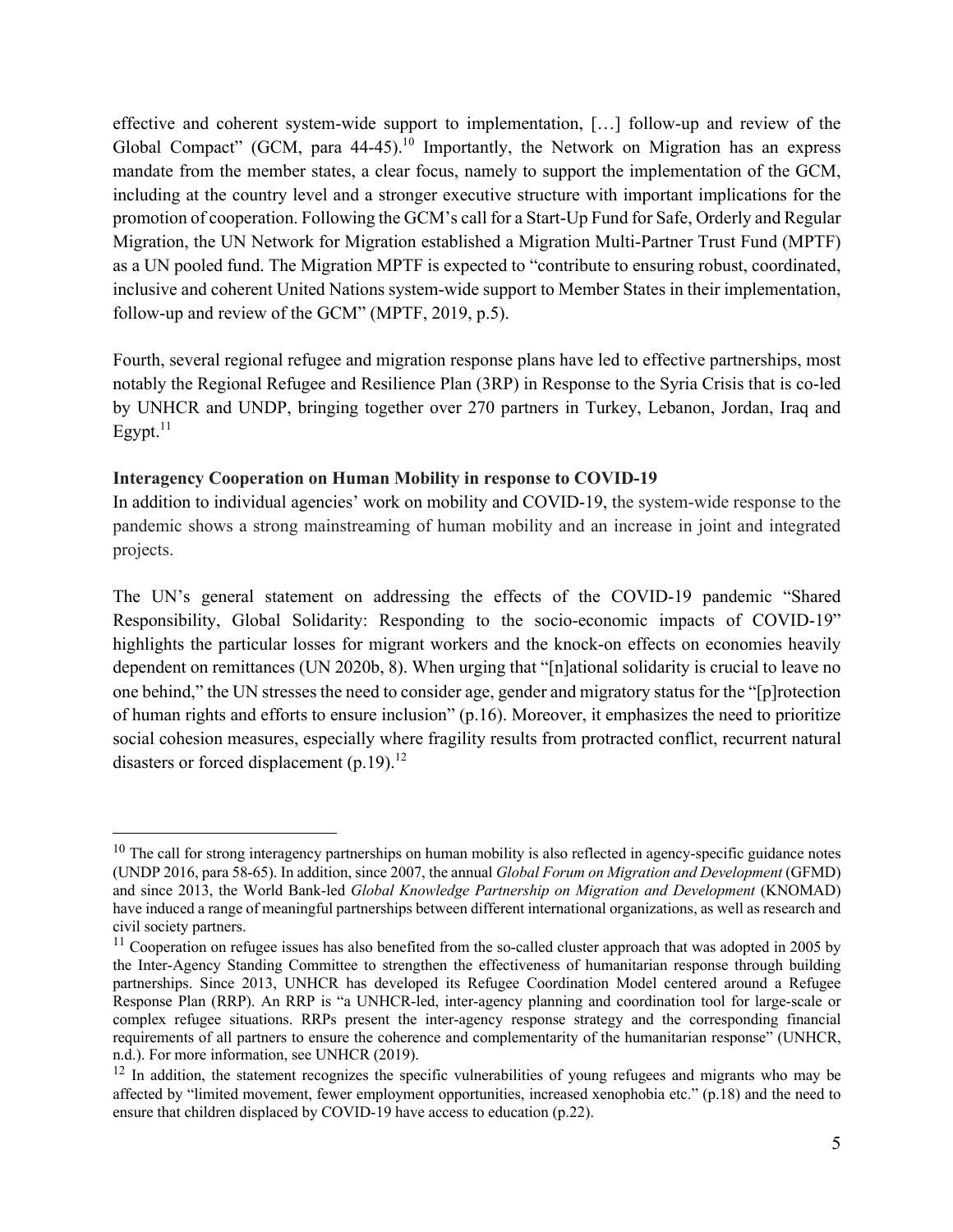effective and coherent system-wide support to implementation, […] follow-up and review of the Global Compact" (GCM, para 44-45).[10] Importantly, the Network on Migration has an express mandate from the member states, a clear focus, namely to support the implementation of the GCM, including at the country level and a stronger executive structure with important implications for the promotion of cooperation. Following the GCM's call for a Start-Up Fund for Safe, Orderly and Regular Migration, the UN Network for Migration established a Migration Multi-Partner Trust Fund (MPTF) as a UN pooled fund. The Migration MPTF is expected to "contribute to ensuring robust, coordinated, inclusive and coherent United Nations system-wide support to Member States in their implementation, follow-up and review of the GCM" (MPTF, 2019, p.5).

Fourth, several regional refugee and migration response plans have led to effective partnerships, most notably the Regional Refugee and Resilience Plan (3RP) in Response to the Syria Crisis that is co-led by UNHCR and UNDP, bringing together over 270 partners in Turkey, Lebanon, Jordan, Iraq and Egypt.[11]

**Interagency Cooperation on Human Mobility in response to COVID-19**

In addition to individual agencies' work on mobility and COVID-19, the system-wide response to the pandemic shows a strong mainstreaming of human mobility and an increase in joint and integrated projects.

The UN's general statement on addressing the effects of the COVID-19 pandemic "Shared Responsibility, Global Solidarity: Responding to the socio-economic impacts of COVID-19" highlights the particular losses for migrant workers and the knock-on effects on economies heavily dependent on remittances (UN 2020b, 8). When urging that "[n]ational solidarity is crucial to leave no one behind," the UN stresses the need to consider age, gender and migratory status for the "[p]rotection of human rights and efforts to ensure inclusion" (p.16). Moreover, it emphasizes the need to prioritize social cohesion measures, especially where fragility results from protracted conflict, recurrent natural disasters or forced displacement (p.19).[12]

---

[10] The call for strong interagency partnerships on human mobility is also reflected in agency-specific guidance notes (UNDP 2016, para 58-65). In addition, since 2007, the annual *Global Forum on Migration and Development* (GFMD) and since 2013, the World Bank-led *Global Knowledge Partnership on Migration and Development* (KNOMAD) have induced a range of meaningful partnerships between different international organizations, as well as research and civil society partners.

[11] Cooperation on refugee issues has also benefited from the so-called cluster approach that was adopted in 2005 by the Inter-Agency Standing Committee to strengthen the effectiveness of humanitarian response through building partnerships. Since 2013, UNHCR has developed its Refugee Coordination Model centered around a Refugee Response Plan (RRP). An RRP is "a UNHCR-led, inter-agency planning and coordination tool for large-scale or complex refugee situations. RRPs present the inter-agency response strategy and the corresponding financial requirements of all partners to ensure the coherence and complementarity of the humanitarian response" (UNHCR, n.d.). For more information, see UNHCR (2019).

[12] In addition, the statement recognizes the specific vulnerabilities of young refugees and migrants who may be affected by "limited movement, fewer employment opportunities, increased xenophobia etc." (p.18) and the need to ensure that children displaced by COVID-19 have access to education (p.22).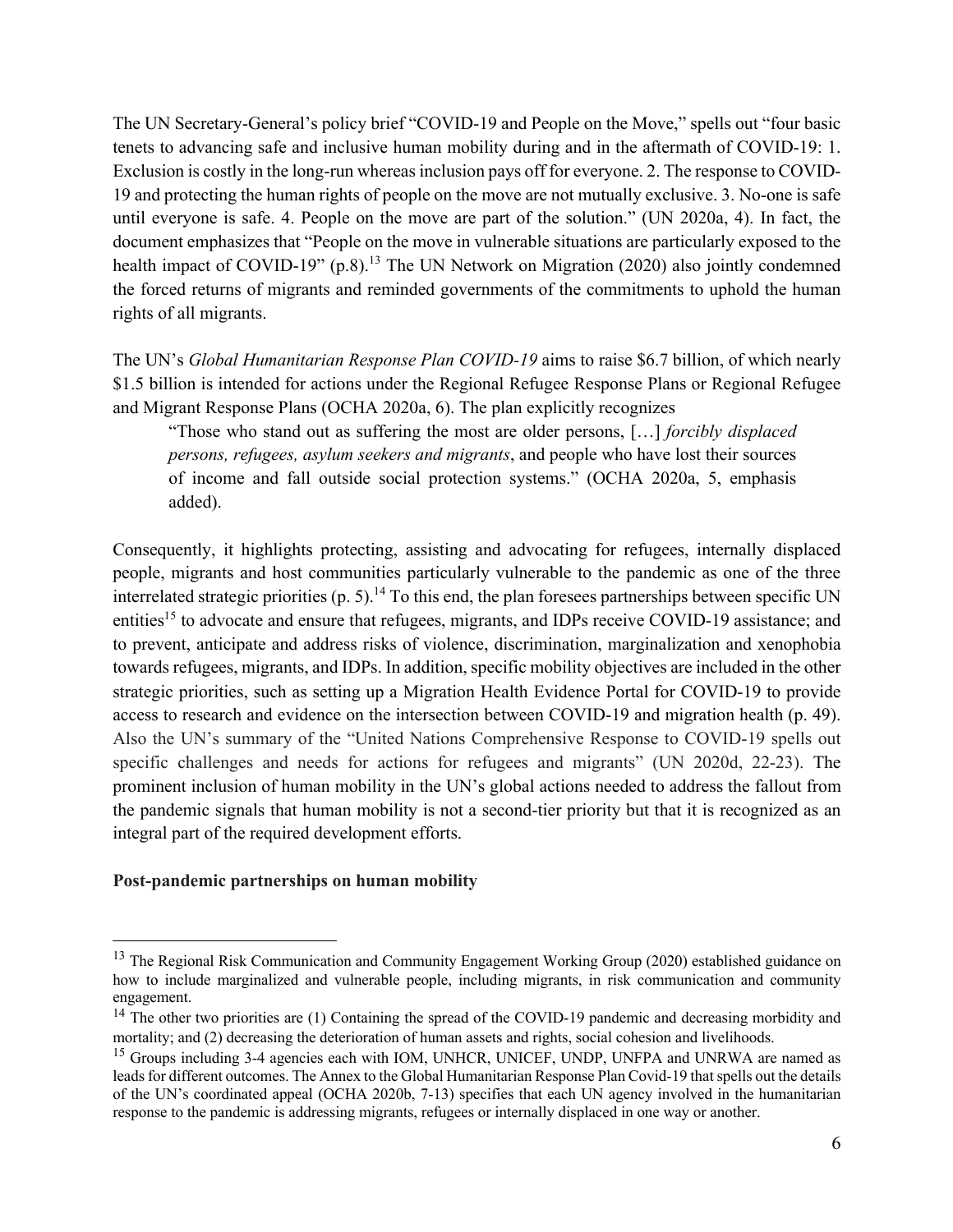The UN Secretary-General's policy brief "COVID-19 and People on the Move," spells out "four basic tenets to advancing safe and inclusive human mobility during and in the aftermath of COVID-19: 1. Exclusion is costly in the long-run whereas inclusion pays off for everyone. 2. The response to COVID-19 and protecting the human rights of people on the move are not mutually exclusive. 3. No-one is safe until everyone is safe. 4. People on the move are part of the solution." (UN 2020a, 4). In fact, the document emphasizes that "People on the move in vulnerable situations are particularly exposed to the health impact of COVID-19" (p.8).[13] The UN Network on Migration (2020) also jointly condemned the forced returns of migrants and reminded governments of the commitments to uphold the human rights of all migrants.

The UN's *Global Humanitarian Response Plan COVID-19* aims to raise $6.7 billion, of which nearly $1.5 billion is intended for actions under the Regional Refugee Response Plans or Regional Refugee and Migrant Response Plans (OCHA 2020a, 6). The plan explicitly recognizes

> "Those who stand out as suffering the most are older persons, […] *forcibly displaced persons, refugees, asylum seekers and migrants*, and people who have lost their sources of income and fall outside social protection systems." (OCHA 2020a, 5, emphasis added).

Consequently, it highlights protecting, assisting and advocating for refugees, internally displaced people, migrants and host communities particularly vulnerable to the pandemic as one of the three interrelated strategic priorities (p. 5).[14] To this end, the plan foresees partnerships between specific UN entities[15] to advocate and ensure that refugees, migrants, and IDPs receive COVID-19 assistance; and to prevent, anticipate and address risks of violence, discrimination, marginalization and xenophobia towards refugees, migrants, and IDPs. In addition, specific mobility objectives are included in the other strategic priorities, such as setting up a Migration Health Evidence Portal for COVID-19 to provide access to research and evidence on the intersection between COVID-19 and migration health (p. 49). Also the UN's summary of the "United Nations Comprehensive Response to COVID-19 spells out specific challenges and needs for actions for refugees and migrants" (UN 2020d, 22-23). The prominent inclusion of human mobility in the UN's global actions needed to address the fallout from the pandemic signals that human mobility is not a second-tier priority but that it is recognized as an integral part of the required development efforts.

**Post-pandemic partnerships on human mobility**

---

[13] The Regional Risk Communication and Community Engagement Working Group (2020) established guidance on how to include marginalized and vulnerable people, including migrants, in risk communication and community engagement.

[14] The other two priorities are (1) Containing the spread of the COVID-19 pandemic and decreasing morbidity and mortality; and (2) decreasing the deterioration of human assets and rights, social cohesion and livelihoods.

[15] Groups including 3-4 agencies each with IOM, UNHCR, UNICEF, UNDP, UNFPA and UNRWA are named as leads for different outcomes. The Annex to the Global Humanitarian Response Plan Covid-19 that spells out the details of the UN's coordinated appeal (OCHA 2020b, 7-13) specifies that each UN agency involved in the humanitarian response to the pandemic is addressing migrants, refugees or internally displaced in one way or another.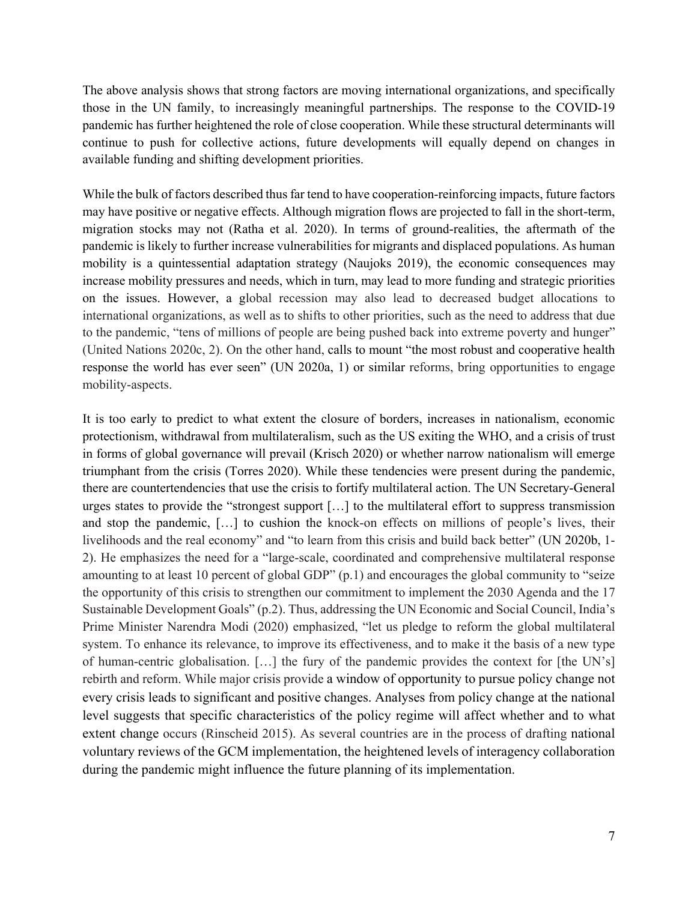The above analysis shows that strong factors are moving international organizations, and specifically those in the UN family, to increasingly meaningful partnerships. The response to the COVID-19 pandemic has further heightened the role of close cooperation. While these structural determinants will continue to push for collective actions, future developments will equally depend on changes in available funding and shifting development priorities.

While the bulk of factors described thus far tend to have cooperation-reinforcing impacts, future factors may have positive or negative effects. Although migration flows are projected to fall in the short-term, migration stocks may not (Ratha et al. 2020). In terms of ground-realities, the aftermath of the pandemic is likely to further increase vulnerabilities for migrants and displaced populations. As human mobility is a quintessential adaptation strategy (Naujoks 2019), the economic consequences may increase mobility pressures and needs, which in turn, may lead to more funding and strategic priorities on the issues. However, a global recession may also lead to decreased budget allocations to international organizations, as well as to shifts to other priorities, such as the need to address that due to the pandemic, "tens of millions of people are being pushed back into extreme poverty and hunger" (United Nations 2020c, 2). On the other hand, calls to mount "the most robust and cooperative health response the world has ever seen" (UN 2020a, 1) or similar reforms, bring opportunities to engage mobility-aspects.

It is too early to predict to what extent the closure of borders, increases in nationalism, economic protectionism, withdrawal from multilateralism, such as the US exiting the WHO, and a crisis of trust in forms of global governance will prevail (Krisch 2020) or whether narrow nationalism will emerge triumphant from the crisis (Torres 2020). While these tendencies were present during the pandemic, there are countertendencies that use the crisis to fortify multilateral action. The UN Secretary-General urges states to provide the "strongest support […] to the multilateral effort to suppress transmission and stop the pandemic, […] to cushion the knock-on effects on millions of people's lives, their livelihoods and the real economy" and "to learn from this crisis and build back better" (UN 2020b, 1-2). He emphasizes the need for a "large-scale, coordinated and comprehensive multilateral response amounting to at least 10 percent of global GDP" (p.1) and encourages the global community to "seize the opportunity of this crisis to strengthen our commitment to implement the 2030 Agenda and the 17 Sustainable Development Goals" (p.2). Thus, addressing the UN Economic and Social Council, India's Prime Minister Narendra Modi (2020) emphasized, "let us pledge to reform the global multilateral system. To enhance its relevance, to improve its effectiveness, and to make it the basis of a new type of human-centric globalisation. […] the fury of the pandemic provides the context for [the UN's] rebirth and reform. While major crisis provide a window of opportunity to pursue policy change not every crisis leads to significant and positive changes. Analyses from policy change at the national level suggests that specific characteristics of the policy regime will affect whether and to what extent change occurs (Rinscheid 2015). As several countries are in the process of drafting national voluntary reviews of the GCM implementation, the heightened levels of interagency collaboration during the pandemic might influence the future planning of its implementation.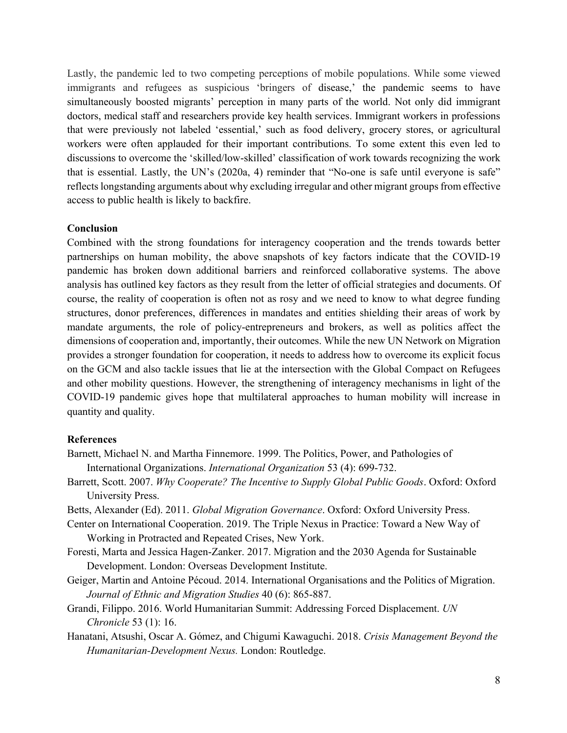Lastly, the pandemic led to two competing perceptions of mobile populations. While some viewed immigrants and refugees as suspicious 'bringers of disease,' the pandemic seems to have simultaneously boosted migrants' perception in many parts of the world. Not only did immigrant doctors, medical staff and researchers provide key health services. Immigrant workers in professions that were previously not labeled 'essential,' such as food delivery, grocery stores, or agricultural workers were often applauded for their important contributions. To some extent this even led to discussions to overcome the 'skilled/low-skilled' classification of work towards recognizing the work that is essential. Lastly, the UN's (2020a, 4) reminder that "No-one is safe until everyone is safe" reflects longstanding arguments about why excluding irregular and other migrant groups from effective access to public health is likely to backfire.

**Conclusion**

Combined with the strong foundations for interagency cooperation and the trends towards better partnerships on human mobility, the above snapshots of key factors indicate that the COVID-19 pandemic has broken down additional barriers and reinforced collaborative systems. The above analysis has outlined key factors as they result from the letter of official strategies and documents. Of course, the reality of cooperation is often not as rosy and we need to know to what degree funding structures, donor preferences, differences in mandates and entities shielding their areas of work by mandate arguments, the role of policy-entrepreneurs and brokers, as well as politics affect the dimensions of cooperation and, importantly, their outcomes. While the new UN Network on Migration provides a stronger foundation for cooperation, it needs to address how to overcome its explicit focus on the GCM and also tackle issues that lie at the intersection with the Global Compact on Refugees and other mobility questions. However, the strengthening of interagency mechanisms in light of the COVID-19 pandemic gives hope that multilateral approaches to human mobility will increase in quantity and quality.

**References**

Barnett, Michael N. and Martha Finnemore. 1999. The Politics, Power, and Pathologies of International Organizations. *International Organization* 53 (4): 699-732.

Barrett, Scott. 2007. *Why Cooperate? The Incentive to Supply Global Public Goods*. Oxford: Oxford University Press.

Betts, Alexander (Ed). 2011. *Global Migration Governance*. Oxford: Oxford University Press.

Center on International Cooperation. 2019. The Triple Nexus in Practice: Toward a New Way of Working in Protracted and Repeated Crises, New York.

Foresti, Marta and Jessica Hagen-Zanker. 2017. Migration and the 2030 Agenda for Sustainable Development. London: Overseas Development Institute.

Geiger, Martin and Antoine Pécoud. 2014. International Organisations and the Politics of Migration. *Journal of Ethnic and Migration Studies* 40 (6): 865-887.

Grandi, Filippo. 2016. World Humanitarian Summit: Addressing Forced Displacement. *UN Chronicle* 53 (1): 16.

Hanatani, Atsushi, Oscar A. Gómez, and Chigumi Kawaguchi. 2018. *Crisis Management Beyond the Humanitarian-Development Nexus.* London: Routledge.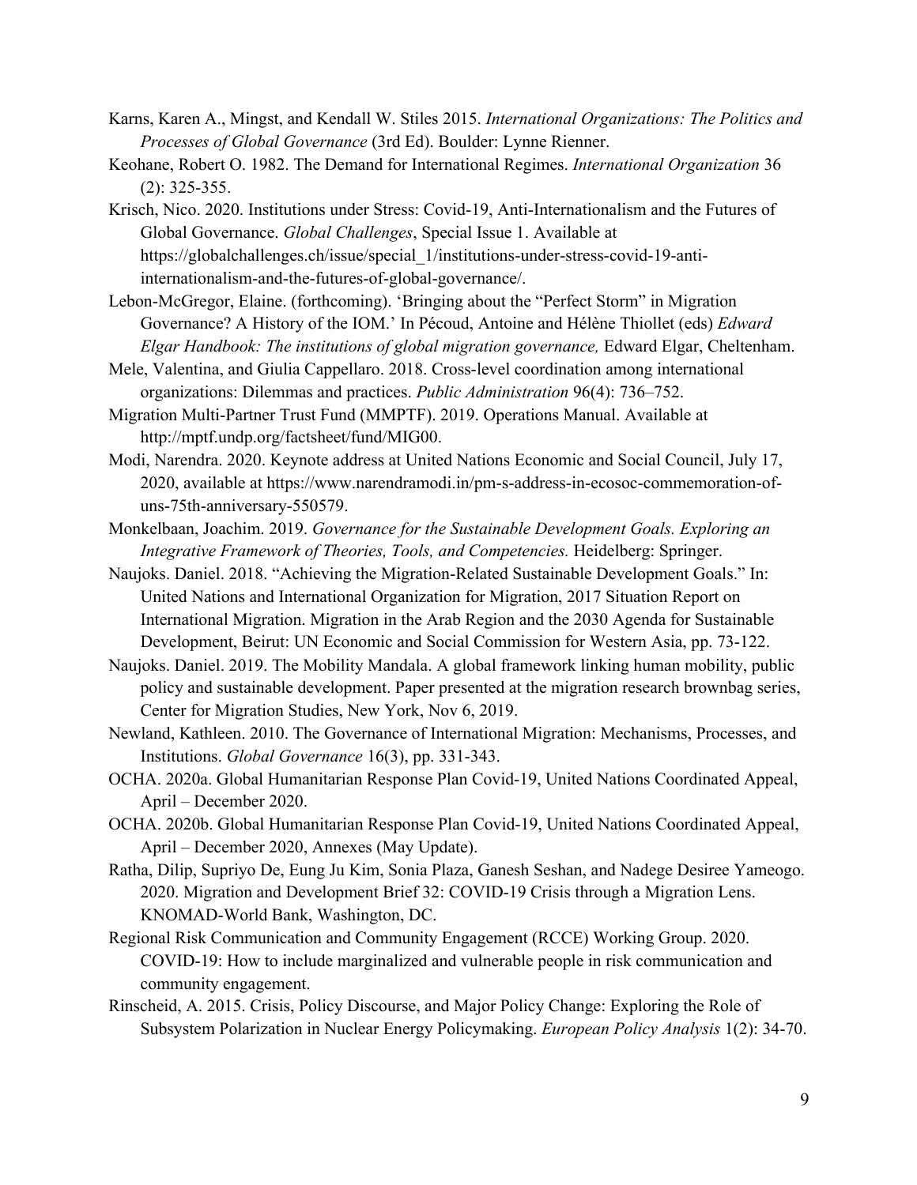Karns, Karen A., Mingst, and Kendall W. Stiles 2015. *International Organizations: The Politics and Processes of Global Governance* (3rd Ed). Boulder: Lynne Rienner.

Keohane, Robert O. 1982. The Demand for International Regimes. *International Organization* 36 (2): 325-355.

Krisch, Nico. 2020. Institutions under Stress: Covid-19, Anti-Internationalism and the Futures of Global Governance. *Global Challenges*, Special Issue 1. Available at https://globalchallenges.ch/issue/special_1/institutions-under-stress-covid-19-anti-internationalism-and-the-futures-of-global-governance/.

Lebon-McGregor, Elaine. (forthcoming). 'Bringing about the "Perfect Storm" in Migration Governance? A History of the IOM.' In Pécoud, Antoine and Hélène Thiollet (eds) *Edward Elgar Handbook: The institutions of global migration governance,* Edward Elgar, Cheltenham.

Mele, Valentina, and Giulia Cappellaro. 2018. Cross-level coordination among international organizations: Dilemmas and practices. *Public Administration* 96(4): 736–752.

Migration Multi-Partner Trust Fund (MMPTF). 2019. Operations Manual. Available at http://mptf.undp.org/factsheet/fund/MIG00.

Modi, Narendra. 2020. Keynote address at United Nations Economic and Social Council, July 17, 2020, available at https://www.narendramodi.in/pm-s-address-in-ecosoc-commemoration-of-uns-75th-anniversary-550579.

Monkelbaan, Joachim. 2019. *Governance for the Sustainable Development Goals. Exploring an Integrative Framework of Theories, Tools, and Competencies.* Heidelberg: Springer.

Naujoks. Daniel. 2018. "Achieving the Migration-Related Sustainable Development Goals." In: United Nations and International Organization for Migration, 2017 Situation Report on International Migration. Migration in the Arab Region and the 2030 Agenda for Sustainable Development, Beirut: UN Economic and Social Commission for Western Asia, pp. 73-122.

Naujoks. Daniel. 2019. The Mobility Mandala. A global framework linking human mobility, public policy and sustainable development. Paper presented at the migration research brownbag series, Center for Migration Studies, New York, Nov 6, 2019.

Newland, Kathleen. 2010. The Governance of International Migration: Mechanisms, Processes, and Institutions. *Global Governance* 16(3), pp. 331-343.

OCHA. 2020a. Global Humanitarian Response Plan Covid-19, United Nations Coordinated Appeal, April – December 2020.

OCHA. 2020b. Global Humanitarian Response Plan Covid-19, United Nations Coordinated Appeal, April – December 2020, Annexes (May Update).

Ratha, Dilip, Supriyo De, Eung Ju Kim, Sonia Plaza, Ganesh Seshan, and Nadege Desiree Yameogo. 2020. Migration and Development Brief 32: COVID-19 Crisis through a Migration Lens. KNOMAD-World Bank, Washington, DC.

Regional Risk Communication and Community Engagement (RCCE) Working Group. 2020. COVID-19: How to include marginalized and vulnerable people in risk communication and community engagement.

Rinscheid, A. 2015. Crisis, Policy Discourse, and Major Policy Change: Exploring the Role of Subsystem Polarization in Nuclear Energy Policymaking. *European Policy Analysis* 1(2): 34-70.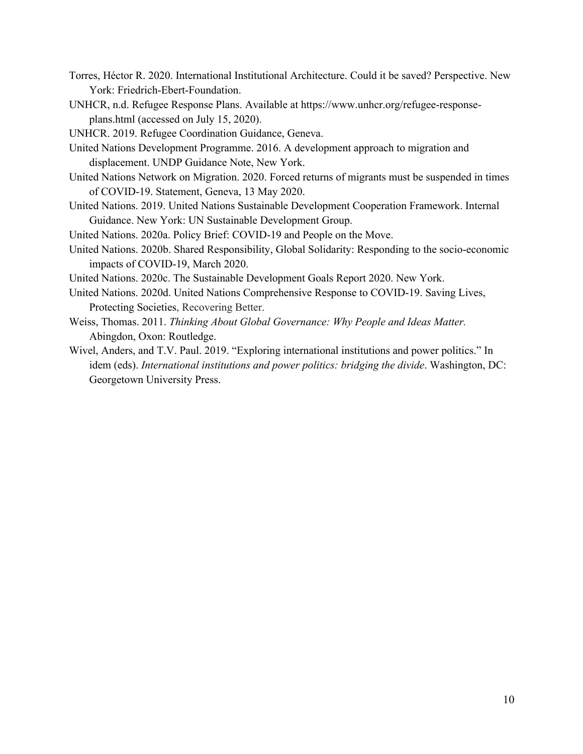Torres, Héctor R. 2020. International Institutional Architecture. Could it be saved? Perspective. New York: Friedrich-Ebert-Foundation.

UNHCR, n.d. Refugee Response Plans. Available at https://www.unhcr.org/refugee-response-plans.html (accessed on July 15, 2020).

UNHCR. 2019. Refugee Coordination Guidance, Geneva.

United Nations Development Programme. 2016. A development approach to migration and displacement. UNDP Guidance Note, New York.

United Nations Network on Migration. 2020. Forced returns of migrants must be suspended in times of COVID-19. Statement, Geneva, 13 May 2020.

United Nations. 2019. United Nations Sustainable Development Cooperation Framework. Internal Guidance. New York: UN Sustainable Development Group.

United Nations. 2020a. Policy Brief: COVID-19 and People on the Move.

United Nations. 2020b. Shared Responsibility, Global Solidarity: Responding to the socio-economic impacts of COVID-19, March 2020.

United Nations. 2020c. The Sustainable Development Goals Report 2020. New York.

United Nations. 2020d. United Nations Comprehensive Response to COVID-19. Saving Lives, Protecting Societies, Recovering Better.

Weiss, Thomas. 2011. *Thinking About Global Governance: Why People and Ideas Matter.* Abingdon, Oxon: Routledge.

Wivel, Anders, and T.V. Paul. 2019. "Exploring international institutions and power politics." In idem (eds). *International institutions and power politics: bridging the divide*. Washington, DC: Georgetown University Press.